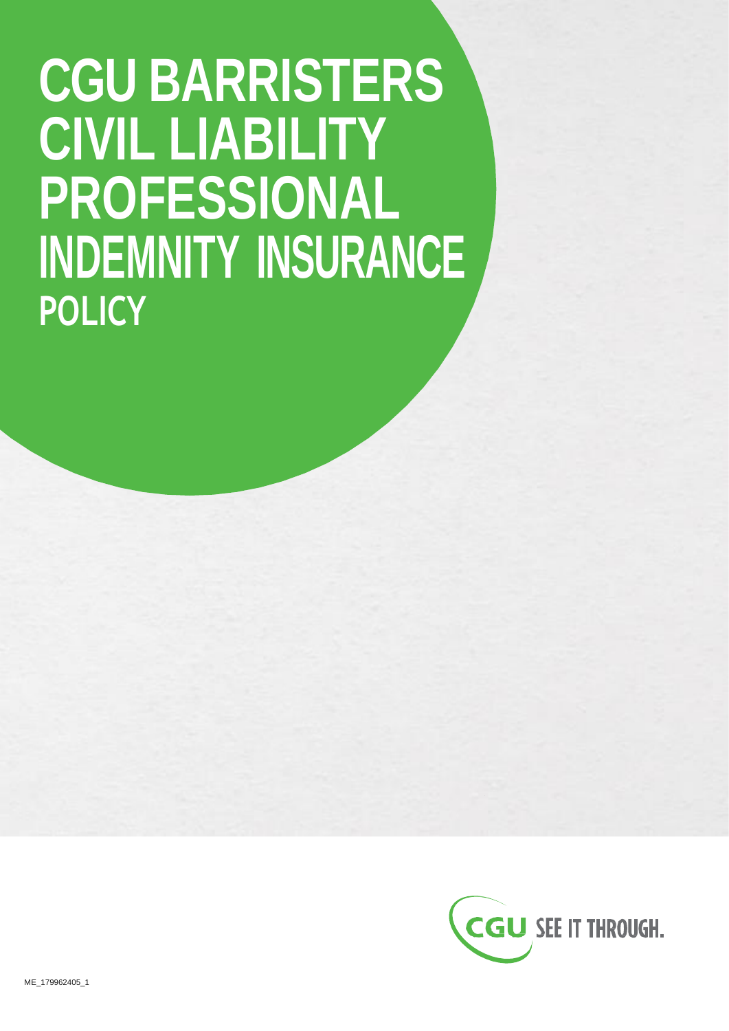# CGU BARRISTERS CIVIL LIABILITY PROFESSIONAL INDEMNITY INSURANCE POLICY

CGU SEE IT THROUGH.

ME_179962405_1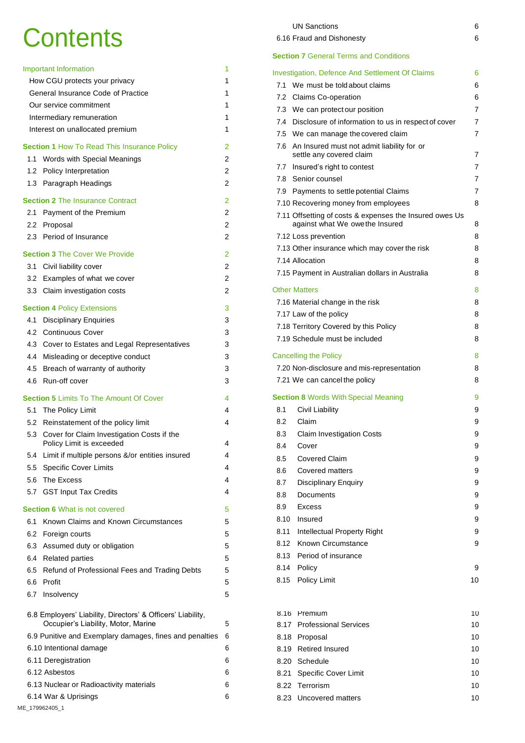# Contents

| | |
|---|---|
| **Important Information** | 1 |
| How CGU protects your privacy | 1 |
| General Insurance Code of Practice | 1 |
| Our service commitment | 1 |
| Intermediary remuneration | 1 |
| Interest on unallocated premium | 1 |
| **Section 1** How To Read This Insurance Policy | 2 |
| 1.1 Words with Special Meanings | 2 |
| 1.2 Policy Interpretation | 2 |
| 1.3 Paragraph Headings | 2 |
| **Section 2** The Insurance Contract | 2 |
| 2.1 Payment of the Premium | 2 |
| 2.2 Proposal | 2 |
| 2.3 Period of Insurance | 2 |
| **Section 3** The Cover We Provide | 2 |
| 3.1 Civil liability cover | 2 |
| 3.2 Examples of what we cover | 2 |
| 3.3 Claim investigation costs | 2 |
| **Section 4** Policy Extensions | 3 |
| 4.1 Disciplinary Enquiries | 3 |
| 4.2 Continuous Cover | 3 |
| 4.3 Cover to Estates and Legal Representatives | 3 |
| 4.4 Misleading or deceptive conduct | 3 |
| 4.5 Breach of warranty of authority | 3 |
| 4.6 Run-off cover | 3 |
| **Section 5** Limits To The Amount Of Cover | 4 |
| 5.1 The Policy Limit | 4 |
| 5.2 Reinstatement of the policy limit | 4 |
| 5.3 Cover for Claim Investigation Costs if the Policy Limit is exceeded | 4 |
| 5.4 Limit if multiple persons &/or entities insured | 4 |
| 5.5 Specific Cover Limits | 4 |
| 5.6 The Excess | 4 |
| 5.7 GST Input Tax Credits | 4 |
| **Section 6** What is not covered | 5 |
| 6.1 Known Claims and Known Circumstances | 5 |
| 6.2 Foreign courts | 5 |
| 6.3 Assumed duty or obligation | 5 |
| 6.4 Related parties | 5 |
| 6.5 Refund of Professional Fees and Trading Debts | 5 |
| 6.6 Profit | 5 |
| 6.7 Insolvency | 5 |
| 6.8 Employers' Liability, Directors' & Officers' Liability, Occupier's Liability, Motor, Marine | 5 |
| 6.9 Punitive and Exemplary damages, fines and penalties | 6 |
| 6.10 Intentional damage | 6 |
| 6.11 Deregistration | 6 |
| 6.12 Asbestos | 6 |
| 6.13 Nuclear or Radioactivity materials | 6 |
| 6.14 War & Uprisings | 6 |
| UN Sanctions | 6 |
| 6.16 Fraud and Dishonesty | 6 |
| **Section 7** General Terms and Conditions | |
| **Investigation, Defence And Settlement Of Claims** | 6 |
| 7.1 We must be told about claims | 6 |
| 7.2 Claims Co-operation | 6 |
| 7.3 We can protect our position | 7 |
| 7.4 Disclosure of information to us in respect of cover | 7 |
| 7.5 We can manage the covered claim | 7 |
| 7.6 An Insured must not admit liability for or settle any covered claim | 7 |
| 7.7 Insured's right to contest | 7 |
| 7.8 Senior counsel | 7 |
| 7.9 Payments to settle potential Claims | 7 |
| 7.10 Recovering money from employees | 8 |
| 7.11 Offsetting of costs & expenses the Insured owes Us against what We owe the Insured | 8 |
| 7.12 Loss prevention | 8 |
| 7.13 Other insurance which may cover the risk | 8 |
| 7.14 Allocation | 8 |
| 7.15 Payment in Australian dollars in Australia | 8 |
| **Other Matters** | 8 |
| 7.16 Material change in the risk | 8 |
| 7.17 Law of the policy | 8 |
| 7.18 Territory Covered by this Policy | 8 |
| 7.19 Schedule must be included | 8 |
| **Cancelling the Policy** | 8 |
| 7.20 Non-disclosure and mis-representation | 8 |
| 7.21 We can cancel the policy | 8 |
| **Section 8** Words With Special Meaning | 9 |
| 8.1 Civil Liability | 9 |
| 8.2 Claim | 9 |
| 8.3 Claim Investigation Costs | 9 |
| 8.4 Cover | 9 |
| 8.5 Covered Claim | 9 |
| 8.6 Covered matters | 9 |
| 8.7 Disciplinary Enquiry | 9 |
| 8.8 Documents | 9 |
| 8.9 Excess | 9 |
| 8.10 Insured | 9 |
| 8.11 Intellectual Property Right | 9 |
| 8.12 Known Circumstance | 9 |
| 8.13 Period of insurance | |
| 8.14 Policy | 9 |
| 8.15 Policy Limit | 10 |
| 8.16 Premium | 10 |
| 8.17 Professional Services | 10 |
| 8.18 Proposal | 10 |
| 8.19 Retired Insured | 10 |
| 8.20 Schedule | 10 |
| 8.21 Specific Cover Limit | 10 |
| 8.22 Terrorism | 10 |
| 8.23 Uncovered matters | 10 |

ME_179962405_1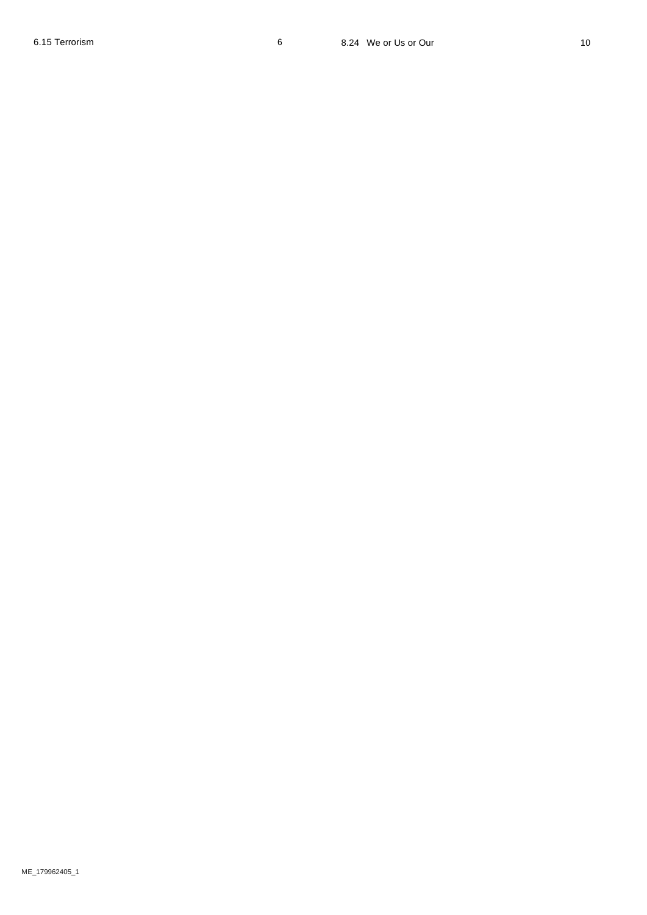| | | | |
|---|---|---|---|
| 6.15 Terrorism | 6 | 8.24 We or Us or Our | 10 |

ME_179962405_1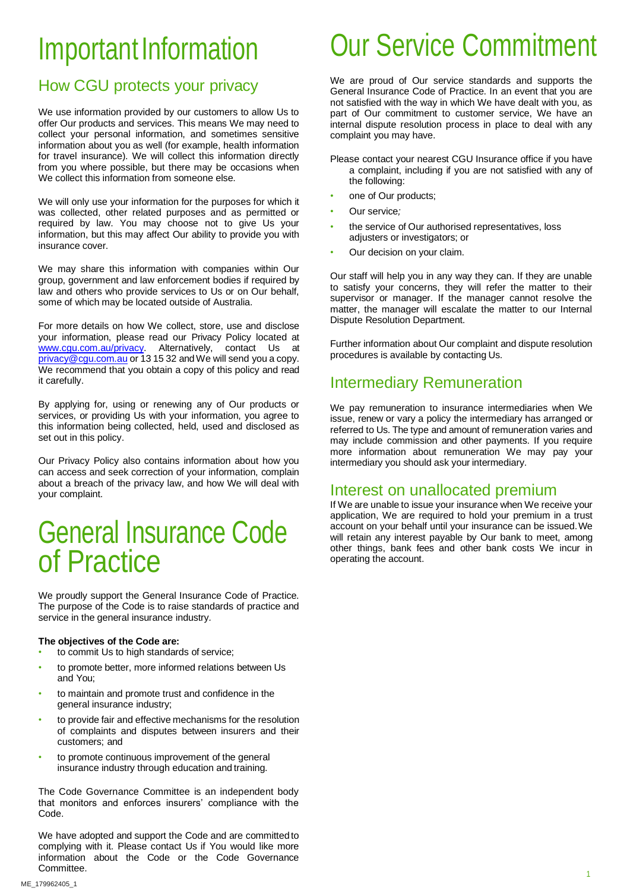# Important Information

## How CGU protects your privacy

We use information provided by our customers to allow Us to offer Our products and services. This means We may need to collect your personal information, and sometimes sensitive information about you as well (for example, health information for travel insurance). We will collect this information directly from you where possible, but there may be occasions when We collect this information from someone else.

We will only use your information for the purposes for which it was collected, other related purposes and as permitted or required by law. You may choose not to give Us your information, but this may affect Our ability to provide you with insurance cover.

We may share this information with companies within Our group, government and law enforcement bodies if required by law and others who provide services to Us or on Our behalf, some of which may be located outside of Australia.

For more details on how We collect, store, use and disclose your information, please read our Privacy Policy located at www.cgu.com.au/privacy. Alternatively, contact Us at privacy@cgu.com.au or 13 15 32 and We will send you a copy. We recommend that you obtain a copy of this policy and read it carefully.

By applying for, using or renewing any of Our products or services, or providing Us with your information, you agree to this information being collected, held, used and disclosed as set out in this policy.

Our Privacy Policy also contains information about how you can access and seek correction of your information, complain about a breach of the privacy law, and how We will deal with your complaint.

# General Insurance Code of Practice

We proudly support the General Insurance Code of Practice. The purpose of the Code is to raise standards of practice and service in the general insurance industry.

**The objectives of the Code are:**

- to commit Us to high standards of service;
- to promote better, more informed relations between Us and You;
- to maintain and promote trust and confidence in the general insurance industry;
- to provide fair and effective mechanisms for the resolution of complaints and disputes between insurers and their customers; and
- to promote continuous improvement of the general insurance industry through education and training.

The Code Governance Committee is an independent body that monitors and enforces insurers' compliance with the Code.

We have adopted and support the Code and are committed to complying with it. Please contact Us if You would like more information about the Code or the Code Governance Committee.

# Our Service Commitment

We are proud of Our service standards and supports the General Insurance Code of Practice. In an event that you are not satisfied with the way in which We have dealt with you, as part of Our commitment to customer service, We have an internal dispute resolution process in place to deal with any complaint you may have.

Please contact your nearest CGU Insurance office if you have a complaint, including if you are not satisfied with any of the following:

- one of Our products;
- Our service;
- the service of Our authorised representatives, loss adjusters or investigators; or
- Our decision on your claim.

Our staff will help you in any way they can. If they are unable to satisfy your concerns, they will refer the matter to their supervisor or manager. If the manager cannot resolve the matter, the manager will escalate the matter to our Internal Dispute Resolution Department.

Further information about Our complaint and dispute resolution procedures is available by contacting Us.

## Intermediary Remuneration

We pay remuneration to insurance intermediaries when We issue, renew or vary a policy the intermediary has arranged or referred to Us. The type and amount of remuneration varies and may include commission and other payments. If you require more information about remuneration We may pay your intermediary you should ask your intermediary.

## Interest on unallocated premium

If We are unable to issue your insurance when We receive your application, We are required to hold your premium in a trust account on your behalf until your insurance can be issued. We will retain any interest payable by Our bank to meet, among other things, bank fees and other bank costs We incur in operating the account.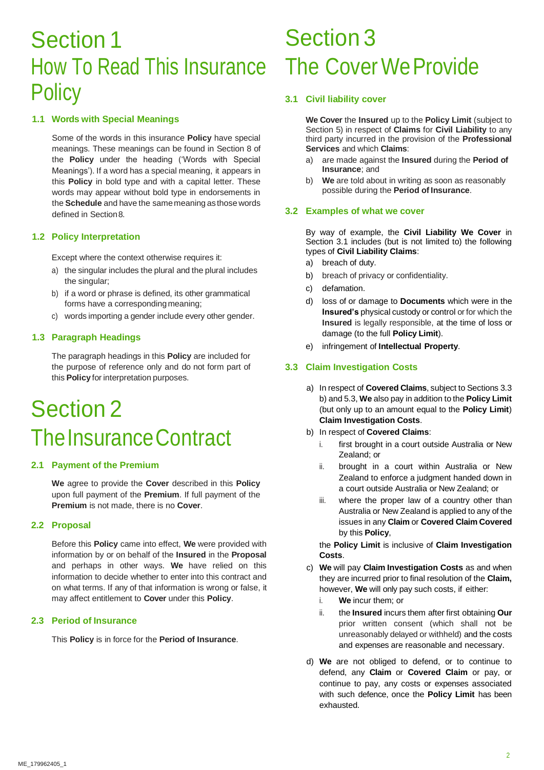# Section 1 How To Read This Insurance Policy

## 1.1 Words with Special Meanings

Some of the words in this insurance **Policy** have special meanings. These meanings can be found in Section 8 of the **Policy** under the heading ('Words with Special Meanings'). If a word has a special meaning, it appears in this **Policy** in bold type and with a capital letter. These words may appear without bold type in endorsements in the **Schedule** and have the same meaning as those words defined in Section 8.

## 1.2 Policy Interpretation

Except where the context otherwise requires it:

a) the singular includes the plural and the plural includes the singular;

b) if a word or phrase is defined, its other grammatical forms have a corresponding meaning;

c) words importing a gender include every other gender.

## 1.3 Paragraph Headings

The paragraph headings in this **Policy** are included for the purpose of reference only and do not form part of this **Policy** for interpretation purposes.

# Section 2 The Insurance Contract

## 2.1 Payment of the Premium

**We** agree to provide the **Cover** described in this **Policy** upon full payment of the **Premium**. If full payment of the **Premium** is not made, there is no **Cover**.

## 2.2 Proposal

Before this **Policy** came into effect, **We** were provided with information by or on behalf of the **Insured** in the **Proposal** and perhaps in other ways. **We** have relied on this information to decide whether to enter into this contract and on what terms. If any of that information is wrong or false, it may affect entitlement to **Cover** under this **Policy**.

## 2.3 Period of Insurance

This **Policy** is in force for the **Period of Insurance**.

# Section 3 The Cover We Provide

## 3.1 Civil liability cover

**We Cover** the **Insured** up to the **Policy Limit** (subject to Section 5) in respect of **Claims** for **Civil Liability** to any third party incurred in the provision of the **Professional Services** and which **Claims**:

a) are made against the **Insured** during the **Period of Insurance**; and

b) **We** are told about in writing as soon as reasonably possible during the **Period of Insurance**.

## 3.2 Examples of what we cover

By way of example, the **Civil Liability We Cover** in Section 3.1 includes (but is not limited to) the following types of **Civil Liability Claims**:

a) breach of duty.

b) breach of privacy or confidentiality.

c) defamation.

d) loss of or damage to **Documents** which were in the **Insured's** physical custody or control or for which the **Insured** is legally responsible, at the time of loss or damage (to the full **Policy Limit**).

e) infringement of **Intellectual Property**.

## 3.3 Claim Investigation Costs

a) In respect of **Covered Claims**, subject to Sections 3.3 b) and 5.3, **We** also pay in addition to the **Policy Limit** (but only up to an amount equal to the **Policy Limit**) **Claim Investigation Costs**.

b) In respect of **Covered Claims**:

   i. first brought in a court outside Australia or New Zealand; or

   ii. brought in a court within Australia or New Zealand to enforce a judgment handed down in a court outside Australia or New Zealand; or

   iii. where the proper law of a country other than Australia or New Zealand is applied to any of the issues in any **Claim** or **Covered Claim Covered** by this **Policy**,

   the **Policy Limit** is inclusive of **Claim Investigation Costs**.

c) **We** will pay **Claim Investigation Costs** as and when they are incurred prior to final resolution of the **Claim,** however, **We** will only pay such costs, if either:

   i. **We** incur them; or

   ii. the **Insured** incurs them after first obtaining **Our** prior written consent (which shall not be unreasonably delayed or withheld) and the costs and expenses are reasonable and necessary.

d) **We** are not obliged to defend, or to continue to defend, any **Claim** or **Covered Claim** or pay, or continue to pay, any costs or expenses associated with such defence, once the **Policy Limit** has been exhausted.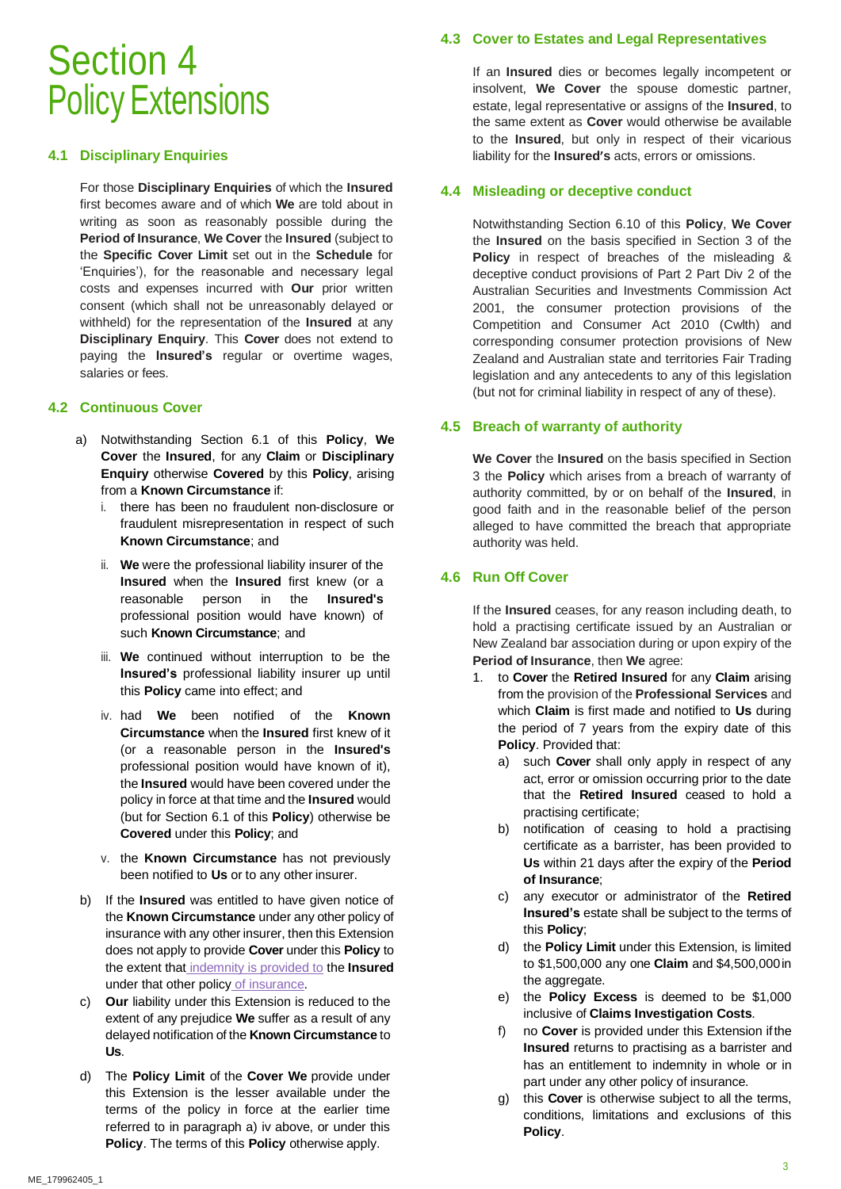# Section 4 Policy Extensions

## 4.1 Disciplinary Enquiries

For those **Disciplinary Enquiries** of which the **Insured** first becomes aware and of which **We** are told about in writing as soon as reasonably possible during the **Period of Insurance**, **We Cover** the **Insured** (subject to the **Specific Cover Limit** set out in the **Schedule** for 'Enquiries'), for the reasonable and necessary legal costs and expenses incurred with **Our** prior written consent (which shall not be unreasonably delayed or withheld) for the representation of the **Insured** at any **Disciplinary Enquiry**. This **Cover** does not extend to paying the **Insured's** regular or overtime wages, salaries or fees.

## 4.2 Continuous Cover

a) Notwithstanding Section 6.1 of this **Policy**, **We Cover** the **Insured**, for any **Claim** or **Disciplinary Enquiry** otherwise **Covered** by this **Policy**, arising from a **Known Circumstance** if:

   i. there has been no fraudulent non-disclosure or fraudulent misrepresentation in respect of such **Known Circumstance**; and

   ii. **We** were the professional liability insurer of the **Insured** when the **Insured** first knew (or a reasonable person in the **Insured's** professional position would have known) of such **Known Circumstance**; and

   iii. **We** continued without interruption to be the **Insured's** professional liability insurer up until this **Policy** came into effect; and

   iv. had **We** been notified of the **Known Circumstance** when the **Insured** first knew of it (or a reasonable person in the **Insured's** professional position would have known of it), the **Insured** would have been covered under the policy in force at that time and the **Insured** would (but for Section 6.1 of this **Policy**) otherwise be **Covered** under this **Policy**; and

   v. the **Known Circumstance** has not previously been notified to **Us** or to any other insurer.

b) If the **Insured** was entitled to have given notice of the **Known Circumstance** under any other policy of insurance with any other insurer, then this Extension does not apply to provide **Cover** under this **Policy** to the extent that indemnity is provided to the **Insured** under that other policy of insurance.

c) **Our** liability under this Extension is reduced to the extent of any prejudice **We** suffer as a result of any delayed notification of the **Known Circumstance** to **Us**.

d) The **Policy Limit** of the **Cover We** provide under this Extension is the lesser available under the terms of the policy in force at the earlier time referred to in paragraph a) iv above, or under this **Policy**. The terms of this **Policy** otherwise apply.

## 4.3 Cover to Estates and Legal Representatives

If an **Insured** dies or becomes legally incompetent or insolvent, **We Cover** the spouse domestic partner, estate, legal representative or assigns of the **Insured**, to the same extent as **Cover** would otherwise be available to the **Insured**, but only in respect of their vicarious liability for the **Insured's** acts, errors or omissions.

## 4.4 Misleading or deceptive conduct

Notwithstanding Section 6.10 of this **Policy**, **We Cover** the **Insured** on the basis specified in Section 3 of the **Policy** in respect of breaches of the misleading & deceptive conduct provisions of Part 2 Part Div 2 of the Australian Securities and Investments Commission Act 2001, the consumer protection provisions of the Competition and Consumer Act 2010 (Cwlth) and corresponding consumer protection provisions of New Zealand and Australian state and territories Fair Trading legislation and any antecedents to any of this legislation (but not for criminal liability in respect of any of these).

## 4.5 Breach of warranty of authority

**We Cover** the **Insured** on the basis specified in Section 3 the **Policy** which arises from a breach of warranty of authority committed, by or on behalf of the **Insured**, in good faith and in the reasonable belief of the person alleged to have committed the breach that appropriate authority was held.

## 4.6 Run Off Cover

If the **Insured** ceases, for any reason including death, to hold a practising certificate issued by an Australian or New Zealand bar association during or upon expiry of the **Period of Insurance**, then **We** agree:

1. to **Cover** the **Retired Insured** for any **Claim** arising from the provision of the **Professional Services** and which **Claim** is first made and notified to **Us** during the period of 7 years from the expiry date of this **Policy**. Provided that:

   a) such **Cover** shall only apply in respect of any act, error or omission occurring prior to the date that the **Retired Insured** ceased to hold a practising certificate;

   b) notification of ceasing to hold a practising certificate as a barrister, has been provided to **Us** within 21 days after the expiry of the **Period of Insurance**;

   c) any executor or administrator of the **Retired Insured's** estate shall be subject to the terms of this **Policy**;

   d) the **Policy Limit** under this Extension, is limited to $1,500,000 any one **Claim** and $4,500,000 in the aggregate.

   e) the **Policy Excess** is deemed to be $1,000 inclusive of **Claims Investigation Costs**.

   f) no **Cover** is provided under this Extension if the **Insured** returns to practising as a barrister and has an entitlement to indemnity in whole or in part under any other policy of insurance.

   g) this **Cover** is otherwise subject to all the terms, conditions, limitations and exclusions of this **Policy**.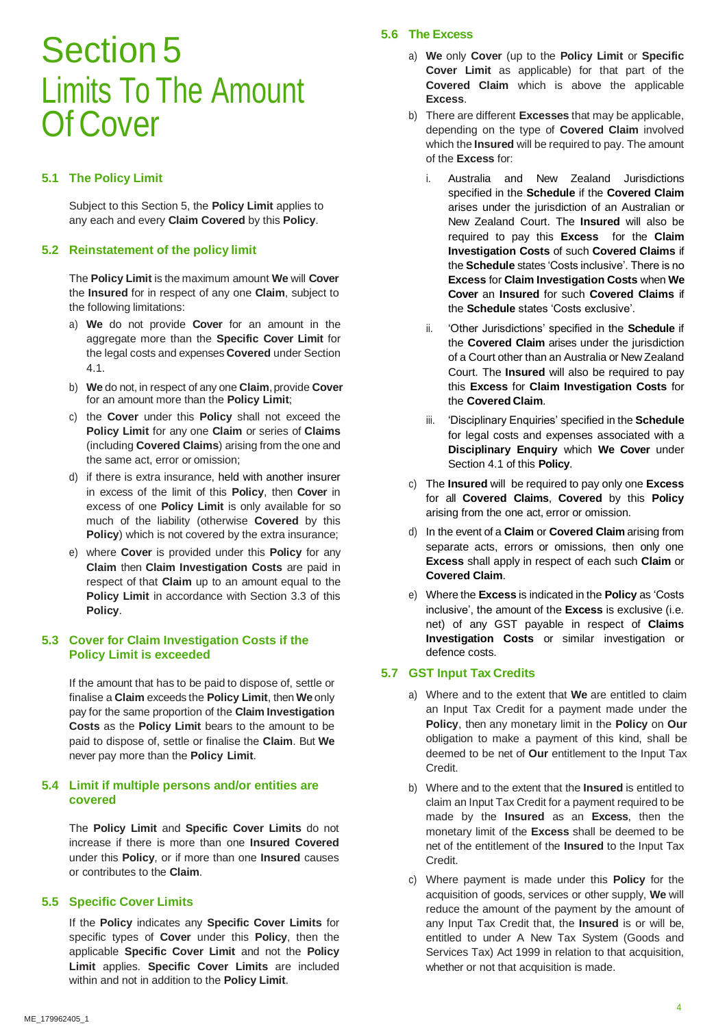# Section 5 Limits To The Amount Of Cover

## 5.1 The Policy Limit

Subject to this Section 5, the **Policy Limit** applies to any each and every **Claim Covered** by this **Policy**.

## 5.2 Reinstatement of the policy limit

The **Policy Limit** is the maximum amount **We** will **Cover** the **Insured** for in respect of any one **Claim**, subject to the following limitations:

a) **We** do not provide **Cover** for an amount in the aggregate more than the **Specific Cover Limit** for the legal costs and expenses **Covered** under Section 4.1.

b) **We** do not, in respect of any one **Claim**, provide **Cover** for an amount more than the **Policy Limit**;

c) the **Cover** under this **Policy** shall not exceed the **Policy Limit** for any one **Claim** or series of **Claims** (including **Covered Claims**) arising from the one and the same act, error or omission;

d) if there is extra insurance, held with another insurer in excess of the limit of this **Policy**, then **Cover** in excess of one **Policy Limit** is only available for so much of the liability (otherwise **Covered** by this **Policy**) which is not covered by the extra insurance;

e) where **Cover** is provided under this **Policy** for any **Claim** then **Claim Investigation Costs** are paid in respect of that **Claim** up to an amount equal to the **Policy Limit** in accordance with Section 3.3 of this **Policy**.

## 5.3 Cover for Claim Investigation Costs if the Policy Limit is exceeded

If the amount that has to be paid to dispose of, settle or finalise a **Claim** exceeds the **Policy Limit**, then **We** only pay for the same proportion of the **Claim Investigation Costs** as the **Policy Limit** bears to the amount to be paid to dispose of, settle or finalise the **Claim**. But **We** never pay more than the **Policy Limit**.

## 5.4 Limit if multiple persons and/or entities are covered

The **Policy Limit** and **Specific Cover Limits** do not increase if there is more than one **Insured Covered** under this **Policy**, or if more than one **Insured** causes or contributes to the **Claim**.

## 5.5 Specific Cover Limits

If the **Policy** indicates any **Specific Cover Limits** for specific types of **Cover** under this **Policy**, then the applicable **Specific Cover Limit** and not the **Policy Limit** applies. **Specific Cover Limits** are included within and not in addition to the **Policy Limit**.

## 5.6 The Excess

a) **We** only **Cover** (up to the **Policy Limit** or **Specific Cover Limit** as applicable) for that part of the **Covered Claim** which is above the applicable **Excess**.

b) There are different **Excesses** that may be applicable, depending on the type of **Covered Claim** involved which the **Insured** will be required to pay. The amount of the **Excess** for:

   i. Australia and New Zealand Jurisdictions specified in the **Schedule** if the **Covered Claim** arises under the jurisdiction of an Australian or New Zealand Court. The **Insured** will also be required to pay this **Excess** for the **Claim Investigation Costs** of such **Covered Claims** if the **Schedule** states 'Costs inclusive'. There is no **Excess** for **Claim Investigation Costs** when **We Cover** an **Insured** for such **Covered Claims** if the **Schedule** states 'Costs exclusive'.

   ii. 'Other Jurisdictions' specified in the **Schedule** if the **Covered Claim** arises under the jurisdiction of a Court other than an Australia or New Zealand Court. The **Insured** will also be required to pay this **Excess** for **Claim Investigation Costs** for the **Covered Claim**.

   iii. 'Disciplinary Enquiries' specified in the **Schedule** for legal costs and expenses associated with a **Disciplinary Enquiry** which **We Cover** under Section 4.1 of this **Policy**.

c) The **Insured** will be required to pay only one **Excess** for all **Covered Claims**, **Covered** by this **Policy** arising from the one act, error or omission.

d) In the event of a **Claim** or **Covered Claim** arising from separate acts, errors or omissions, then only one **Excess** shall apply in respect of each such **Claim** or **Covered Claim**.

e) Where the **Excess** is indicated in the **Policy** as 'Costs inclusive', the amount of the **Excess** is exclusive (i.e. net) of any GST payable in respect of **Claims Investigation Costs** or similar investigation or defence costs.

## 5.7 GST Input Tax Credits

a) Where and to the extent that **We** are entitled to claim an Input Tax Credit for a payment made under the **Policy**, then any monetary limit in the **Policy** on **Our** obligation to make a payment of this kind, shall be deemed to be net of **Our** entitlement to the Input Tax Credit.

b) Where and to the extent that the **Insured** is entitled to claim an Input Tax Credit for a payment required to be made by the **Insured** as an **Excess**, then the monetary limit of the **Excess** shall be deemed to be net of the entitlement of the **Insured** to the Input Tax Credit.

c) Where payment is made under this **Policy** for the acquisition of goods, services or other supply, **We** will reduce the amount of the payment by the amount of any Input Tax Credit that, the **Insured** is or will be, entitled to under A New Tax System (Goods and Services Tax) Act 1999 in relation to that acquisition, whether or not that acquisition is made.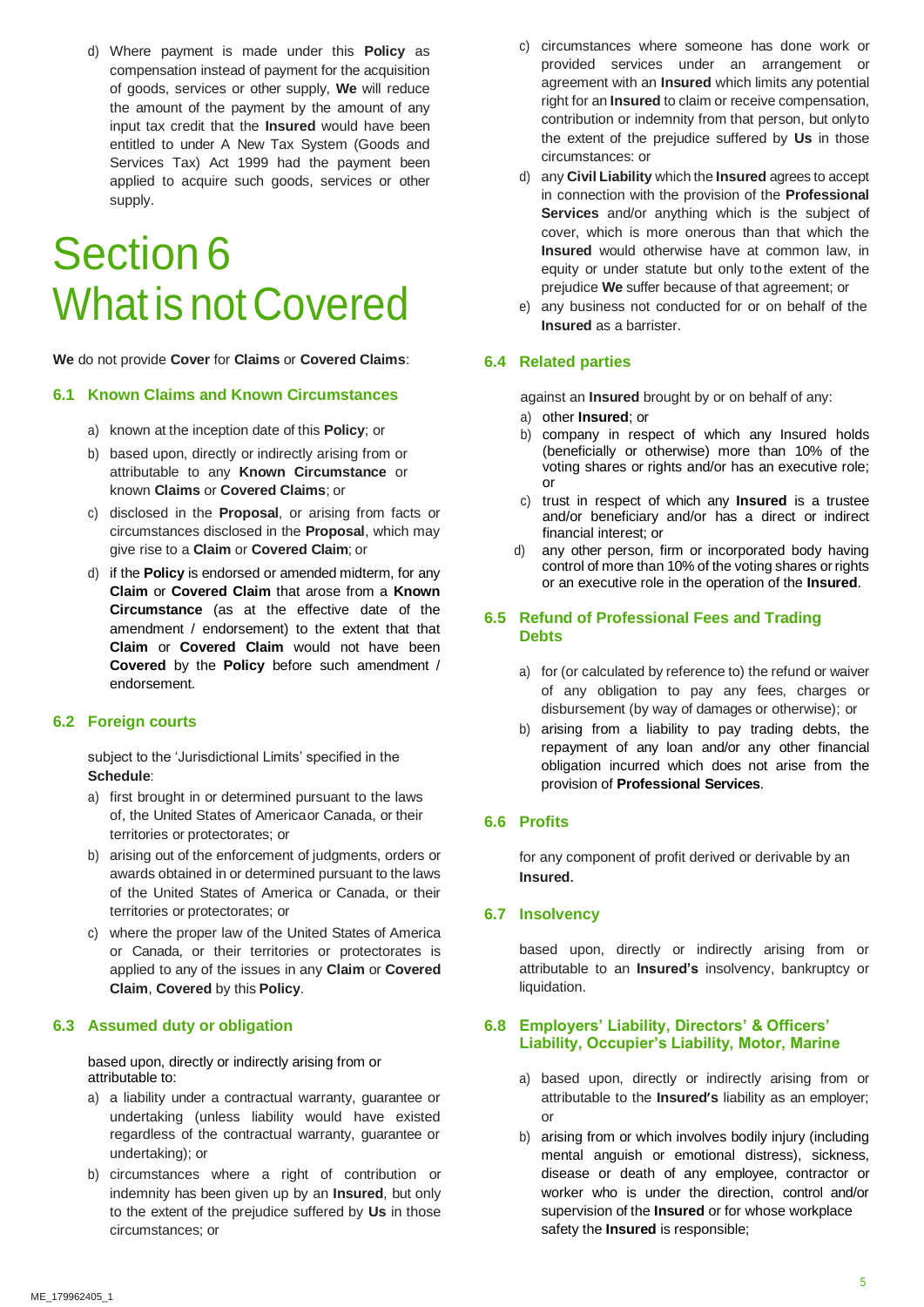d) Where payment is made under this **Policy** as compensation instead of payment for the acquisition of goods, services or other supply, **We** will reduce the amount of the payment by the amount of any input tax credit that the **Insured** would have been entitled to under A New Tax System (Goods and Services Tax) Act 1999 had the payment been applied to acquire such goods, services or other supply.

# Section 6 What is not Covered

**We** do not provide **Cover** for **Claims** or **Covered Claims**:

## 6.1 Known Claims and Known Circumstances

a) known at the inception date of this **Policy**; or

b) based upon, directly or indirectly arising from or attributable to any **Known Circumstance** or known **Claims** or **Covered Claims**; or

c) disclosed in the **Proposal**, or arising from facts or circumstances disclosed in the **Proposal**, which may give rise to a **Claim** or **Covered Claim**; or

d) if the **Policy** is endorsed or amended midterm, for any **Claim** or **Covered Claim** that arose from a **Known Circumstance** (as at the effective date of the amendment / endorsement) to the extent that that **Claim** or **Covered Claim** would not have been **Covered** by the **Policy** before such amendment / endorsement.

## 6.2 Foreign courts

subject to the 'Jurisdictional Limits' specified in the **Schedule**:

a) first brought in or determined pursuant to the laws of, the United States of America or Canada, or their territories or protectorates; or

b) arising out of the enforcement of judgments, orders or awards obtained in or determined pursuant to the laws of the United States of America or Canada, or their territories or protectorates; or

c) where the proper law of the United States of America or Canada, or their territories or protectorates is applied to any of the issues in any **Claim** or **Covered Claim**, **Covered** by this **Policy**.

## 6.3 Assumed duty or obligation

based upon, directly or indirectly arising from or attributable to:

a) a liability under a contractual warranty, guarantee or undertaking (unless liability would have existed regardless of the contractual warranty, guarantee or undertaking); or

b) circumstances where a right of contribution or indemnity has been given up by an **Insured**, but only to the extent of the prejudice suffered by **Us** in those circumstances; or

c) circumstances where someone has done work or provided services under an arrangement or agreement with an **Insured** which limits any potential right for an **Insured** to claim or receive compensation, contribution or indemnity from that person, but only to the extent of the prejudice suffered by **Us** in those circumstances: or

d) any **Civil Liability** which the **Insured** agrees to accept in connection with the provision of the **Professional Services** and/or anything which is the subject of cover, which is more onerous than that which the **Insured** would otherwise have at common law, in equity or under statute but only to the extent of the prejudice **We** suffer because of that agreement; or

e) any business not conducted for or on behalf of the **Insured** as a barrister.

## 6.4 Related parties

against an **Insured** brought by or on behalf of any:

a) other **Insured**; or

b) company in respect of which any Insured holds (beneficially or otherwise) more than 10% of the voting shares or rights and/or has an executive role; or

c) trust in respect of which any **Insured** is a trustee and/or beneficiary and/or has a direct or indirect financial interest; or

d) any other person, firm or incorporated body having control of more than 10% of the voting shares or rights or an executive role in the operation of the **Insured**.

## 6.5 Refund of Professional Fees and Trading Debts

a) for (or calculated by reference to) the refund or waiver of any obligation to pay any fees, charges or disbursement (by way of damages or otherwise); or

b) arising from a liability to pay trading debts, the repayment of any loan and/or any other financial obligation incurred which does not arise from the provision of **Professional Services**.

## 6.6 Profits

for any component of profit derived or derivable by an **Insured**.

## 6.7 Insolvency

based upon, directly or indirectly arising from or attributable to an **Insured's** insolvency, bankruptcy or liquidation.

## 6.8 Employers' Liability, Directors' & Officers' Liability, Occupier's Liability, Motor, Marine

a) based upon, directly or indirectly arising from or attributable to the **Insured's** liability as an employer; or

b) arising from or which involves bodily injury (including mental anguish or emotional distress), sickness, disease or death of any employee, contractor or worker who is under the direction, control and/or supervision of the **Insured** or for whose workplace safety the **Insured** is responsible;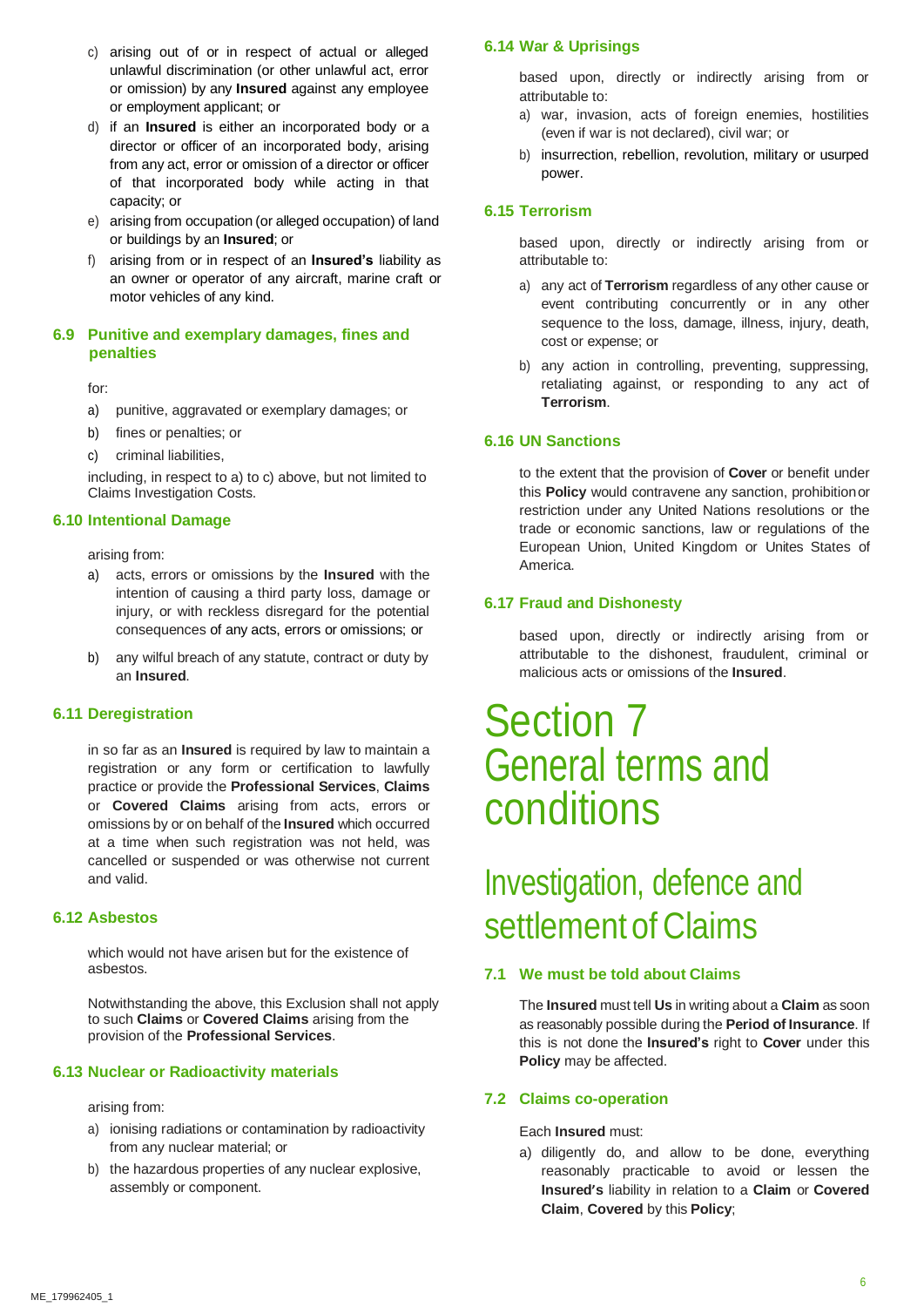c) arising out of or in respect of actual or alleged unlawful discrimination (or other unlawful act, error or omission) by any **Insured** against any employee or employment applicant; or

d) if an **Insured** is either an incorporated body or a director or officer of an incorporated body, arising from any act, error or omission of a director or officer of that incorporated body while acting in that capacity; or

e) arising from occupation (or alleged occupation) of land or buildings by an **Insured**; or

f) arising from or in respect of an **Insured's** liability as an owner or operator of any aircraft, marine craft or motor vehicles of any kind.

### 6.9 Punitive and exemplary damages, fines and penalties

for:

a) punitive, aggravated or exemplary damages; or

b) fines or penalties; or

c) criminal liabilities,

including, in respect to a) to c) above, but not limited to Claims Investigation Costs.

### 6.10 Intentional Damage

arising from:

a) acts, errors or omissions by the **Insured** with the intention of causing a third party loss, damage or injury, or with reckless disregard for the potential consequences of any acts, errors or omissions; or

b) any wilful breach of any statute, contract or duty by an **Insured**.

### 6.11 Deregistration

in so far as an **Insured** is required by law to maintain a registration or any form or certification to lawfully practice or provide the **Professional Services**, **Claims** or **Covered Claims** arising from acts, errors or omissions by or on behalf of the **Insured** which occurred at a time when such registration was not held, was cancelled or suspended or was otherwise not current and valid.

### 6.12 Asbestos

which would not have arisen but for the existence of asbestos.

Notwithstanding the above, this Exclusion shall not apply to such **Claims** or **Covered Claims** arising from the provision of the **Professional Services**.

### 6.13 Nuclear or Radioactivity materials

arising from:

a) ionising radiations or contamination by radioactivity from any nuclear material; or

b) the hazardous properties of any nuclear explosive, assembly or component.

### 6.14 War & Uprisings

based upon, directly or indirectly arising from or attributable to:

a) war, invasion, acts of foreign enemies, hostilities (even if war is not declared), civil war; or

b) insurrection, rebellion, revolution, military or usurped power.

### 6.15 Terrorism

based upon, directly or indirectly arising from or attributable to:

a) any act of **Terrorism** regardless of any other cause or event contributing concurrently or in any other sequence to the loss, damage, illness, injury, death, cost or expense; or

b) any action in controlling, preventing, suppressing, retaliating against, or responding to any act of **Terrorism**.

### 6.16 UN Sanctions

to the extent that the provision of **Cover** or benefit under this **Policy** would contravene any sanction, prohibition or restriction under any United Nations resolutions or the trade or economic sanctions, law or regulations of the European Union, United Kingdom or Unites States of America.

### 6.17 Fraud and Dishonesty

based upon, directly or indirectly arising from or attributable to the dishonest, fraudulent, criminal or malicious acts or omissions of the **Insured**.

# Section 7 General terms and conditions

## Investigation, defence and settlement of Claims

### 7.1 We must be told about Claims

The **Insured** must tell **Us** in writing about a **Claim** as soon as reasonably possible during the **Period of Insurance**. If this is not done the **Insured's** right to **Cover** under this **Policy** may be affected.

### 7.2 Claims co-operation

Each **Insured** must:

a) diligently do, and allow to be done, everything reasonably practicable to avoid or lessen the **Insured's** liability in relation to a **Claim** or **Covered Claim**, **Covered** by this **Policy**;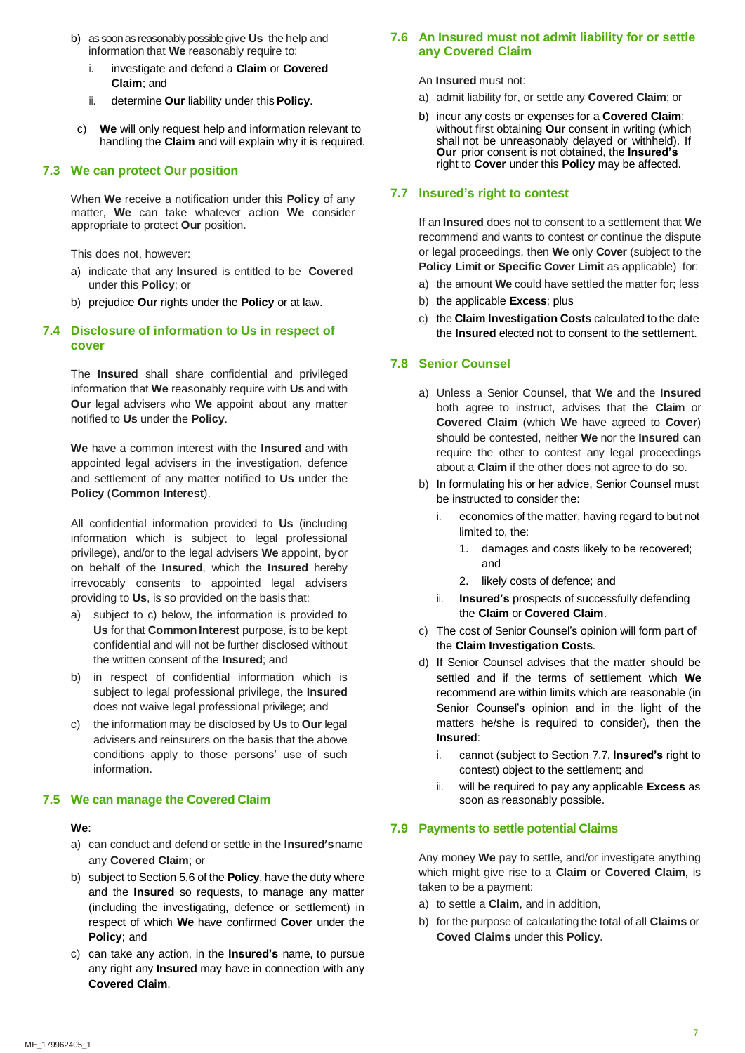b) as soon as reasonably possible give **Us** the help and information that **We** reasonably require to:

   i. investigate and defend a **Claim** or **Covered Claim**; and

   ii. determine **Our** liability under this **Policy**.

c) **We** will only request help and information relevant to handling the **Claim** and will explain why it is required.

## 7.3 We can protect Our position

When **We** receive a notification under this **Policy** of any matter, **We** can take whatever action **We** consider appropriate to protect **Our** position.

This does not, however:

a) indicate that any **Insured** is entitled to be **Covered** under this **Policy**; or

b) prejudice **Our** rights under the **Policy** or at law.

## 7.4 Disclosure of information to Us in respect of cover

The **Insured** shall share confidential and privileged information that **We** reasonably require with **Us** and with **Our** legal advisers who **We** appoint about any matter notified to **Us** under the **Policy**.

**We** have a common interest with the **Insured** and with appointed legal advisers in the investigation, defence and settlement of any matter notified to **Us** under the **Policy** (**Common Interest**).

All confidential information provided to **Us** (including information which is subject to legal professional privilege), and/or to the legal advisers **We** appoint, by or on behalf of the **Insured**, which the **Insured** hereby irrevocably consents to appointed legal advisers providing to **Us**, is so provided on the basis that:

a) subject to c) below, the information is provided to **Us** for that **Common Interest** purpose, is to be kept confidential and will not be further disclosed without the written consent of the **Insured**; and

b) in respect of confidential information which is subject to legal professional privilege, the **Insured** does not waive legal professional privilege; and

c) the information may be disclosed by **Us** to **Our** legal advisers and reinsurers on the basis that the above conditions apply to those persons' use of such information.

## 7.5 We can manage the Covered Claim

**We**:

a) can conduct and defend or settle in the **Insured's** name any **Covered Claim**; or

b) subject to Section 5.6 of the **Policy**, have the duty where and the **Insured** so requests, to manage any matter (including the investigating, defence or settlement) in respect of which **We** have confirmed **Cover** under the **Policy**; and

c) can take any action, in the **Insured's** name, to pursue any right any **Insured** may have in connection with any **Covered Claim**.

## 7.6 An Insured must not admit liability for or settle any Covered Claim

An **Insured** must not:

a) admit liability for, or settle any **Covered Claim**; or

b) incur any costs or expenses for a **Covered Claim**; without first obtaining **Our** consent in writing (which shall not be unreasonably delayed or withheld). If **Our** prior consent is not obtained, the **Insured's** right to **Cover** under this **Policy** may be affected.

## 7.7 Insured's right to contest

If an **Insured** does not to consent to a settlement that **We** recommend and wants to contest or continue the dispute or legal proceedings, then **We** only **Cover** (subject to the **Policy Limit or Specific Cover Limit** as applicable) for:

a) the amount **We** could have settled the matter for; less

b) the applicable **Excess**; plus

c) the **Claim Investigation Costs** calculated to the date the **Insured** elected not to consent to the settlement.

## 7.8 Senior Counsel

a) Unless a Senior Counsel, that **We** and the **Insured** both agree to instruct, advises that the **Claim** or **Covered Claim** (which **We** have agreed to **Cover**) should be contested, neither **We** nor the **Insured** can require the other to contest any legal proceedings about a **Claim** if the other does not agree to do so.

b) In formulating his or her advice, Senior Counsel must be instructed to consider the:

   i. economics of the matter, having regard to but not limited to, the:

      1. damages and costs likely to be recovered; and

      2. likely costs of defence; and

   ii. **Insured's** prospects of successfully defending the **Claim** or **Covered Claim**.

c) The cost of Senior Counsel's opinion will form part of the **Claim Investigation Costs**.

d) If Senior Counsel advises that the matter should be settled and if the terms of settlement which **We** recommend are within limits which are reasonable (in Senior Counsel's opinion and in the light of the matters he/she is required to consider), then the **Insured**:

   i. cannot (subject to Section 7.7, **Insured's** right to contest) object to the settlement; and

   ii. will be required to pay any applicable **Excess** as soon as reasonably possible.

## 7.9 Payments to settle potential Claims

Any money **We** pay to settle, and/or investigate anything which might give rise to a **Claim** or **Covered Claim**, is taken to be a payment:

a) to settle a **Claim**, and in addition,

b) for the purpose of calculating the total of all **Claims** or **Coved Claims** under this **Policy**.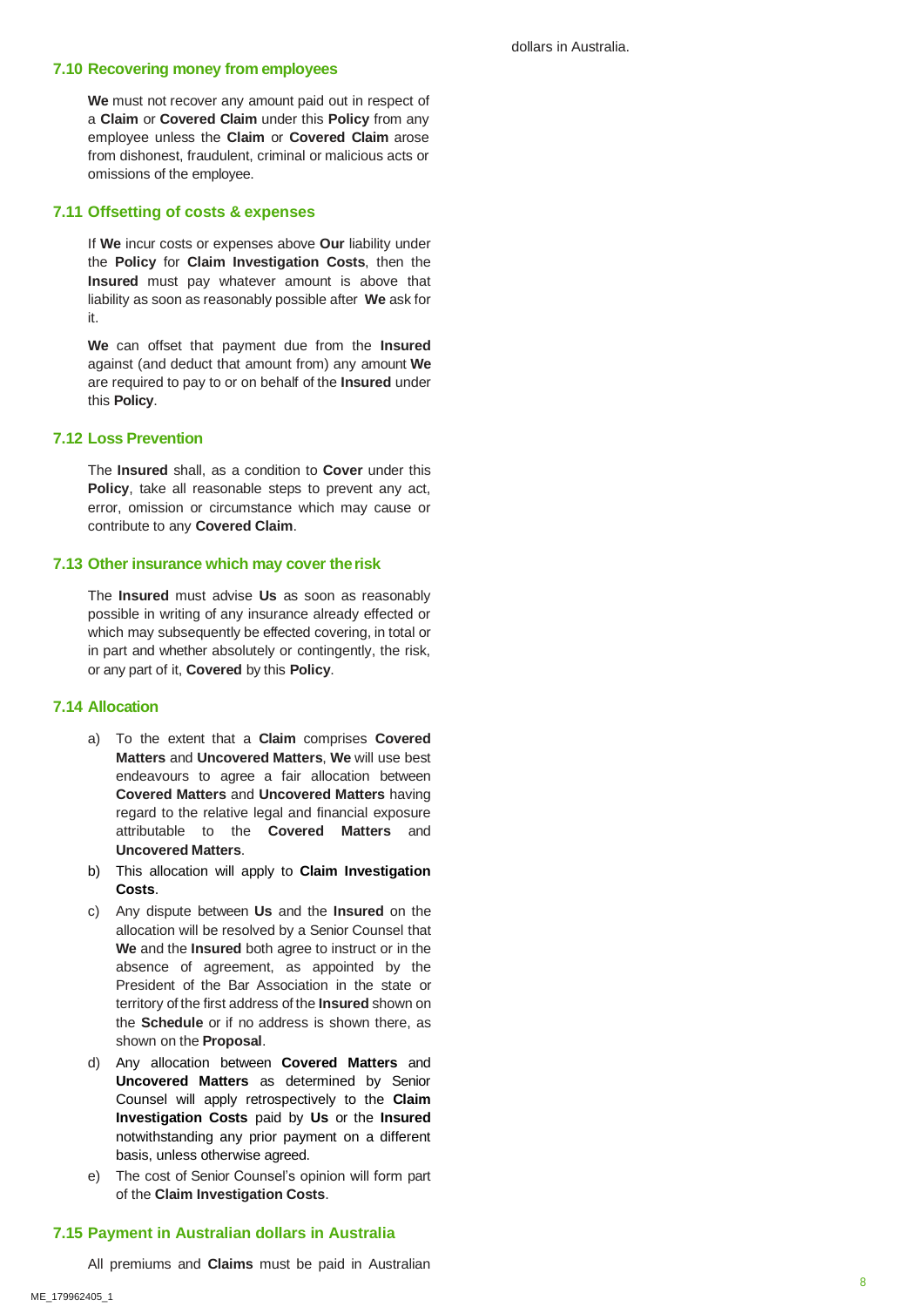### 7.10 Recovering money from employees

**We** must not recover any amount paid out in respect of a **Claim** or **Covered Claim** under this **Policy** from any employee unless the **Claim** or **Covered Claim** arose from dishonest, fraudulent, criminal or malicious acts or omissions of the employee.

### 7.11 Offsetting of costs & expenses

If **We** incur costs or expenses above **Our** liability under the **Policy** for **Claim Investigation Costs**, then the **Insured** must pay whatever amount is above that liability as soon as reasonably possible after **We** ask for it.

**We** can offset that payment due from the **Insured** against (and deduct that amount from) any amount **We** are required to pay to or on behalf of the **Insured** under this **Policy**.

### 7.12 Loss Prevention

The **Insured** shall, as a condition to **Cover** under this **Policy**, take all reasonable steps to prevent any act, error, omission or circumstance which may cause or contribute to any **Covered Claim**.

### 7.13 Other insurance which may cover the risk

The **Insured** must advise **Us** as soon as reasonably possible in writing of any insurance already effected or which may subsequently be effected covering, in total or in part and whether absolutely or contingently, the risk, or any part of it, **Covered** by this **Policy**.

### 7.14 Allocation

a) To the extent that a **Claim** comprises **Covered Matters** and **Uncovered Matters**, **We** will use best endeavours to agree a fair allocation between **Covered Matters** and **Uncovered Matters** having regard to the relative legal and financial exposure attributable to the **Covered Matters** and **Uncovered Matters**.

b) This allocation will apply to **Claim Investigation Costs**.

c) Any dispute between **Us** and the **Insured** on the allocation will be resolved by a Senior Counsel that **We** and the **Insured** both agree to instruct or in the absence of agreement, as appointed by the President of the Bar Association in the state or territory of the first address of the **Insured** shown on the **Schedule** or if no address is shown there, as shown on the **Proposal**.

d) Any allocation between **Covered Matters** and **Uncovered Matters** as determined by Senior Counsel will apply retrospectively to the **Claim Investigation Costs** paid by **Us** or the **Insured** notwithstanding any prior payment on a different basis, unless otherwise agreed.

e) The cost of Senior Counsel's opinion will form part of the **Claim Investigation Costs**.

### 7.15 Payment in Australian dollars in Australia

All premiums and **Claims** must be paid in Australian dollars in Australia.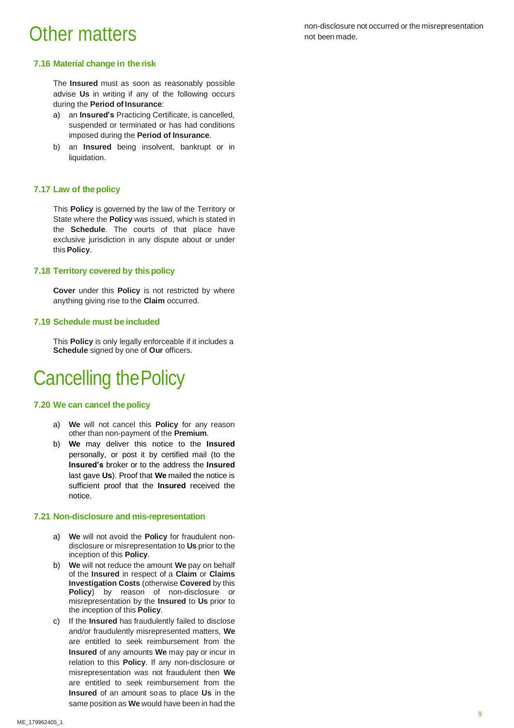# Other matters

### 7.16 Material change in the risk

The **Insured** must as soon as reasonably possible advise **Us** in writing if any of the following occurs during the **Period of Insurance**:

a) an **Insured's** Practicing Certificate, is cancelled, suspended or terminated or has had conditions imposed during the **Period of Insurance**.

b) an **Insured** being insolvent, bankrupt or in liquidation.

### 7.17 Law of the policy

This **Policy** is governed by the law of the Territory or State where the **Policy** was issued, which is stated in the **Schedule**. The courts of that place have exclusive jurisdiction in any dispute about or under this **Policy**.

### 7.18 Territory covered by this policy

**Cover** under this **Policy** is not restricted by where anything giving rise to the **Claim** occurred.

### 7.19 Schedule must be included

This **Policy** is only legally enforceable if it includes a **Schedule** signed by one of **Our** officers.

# Cancelling the Policy

### 7.20 We can cancel the policy

a) **We** will not cancel this **Policy** for any reason other than non-payment of the **Premium**.

b) **We** may deliver this notice to the **Insured** personally, or post it by certified mail (to the **Insured's** broker or to the address the **Insured** last gave **Us**). Proof that **We** mailed the notice is sufficient proof that the **Insured** received the notice.

### 7.21 Non-disclosure and mis-representation

a) **We** will not avoid the **Policy** for fraudulent non-disclosure or misrepresentation to **Us** prior to the inception of this **Policy**.

b) **We** will not reduce the amount **We** pay on behalf of the **Insured** in respect of a **Claim** or **Claims Investigation Costs** (otherwise **Covered** by this **Policy**) by reason of non-disclosure or misrepresentation by the **Insured** to **Us** prior to the inception of this **Policy**.

c) If the **Insured** has fraudulently failed to disclose and/or fraudulently misrepresented matters, **We** are entitled to seek reimbursement from the **Insured** of any amounts **We** may pay or incur in relation to this **Policy**. If any non-disclosure or misrepresentation was not fraudulent then **We** are entitled to seek reimbursement from the **Insured** of an amount so as to place **Us** in the same position as **We** would have been in had the non-disclosure not occurred or the misrepresentation not been made.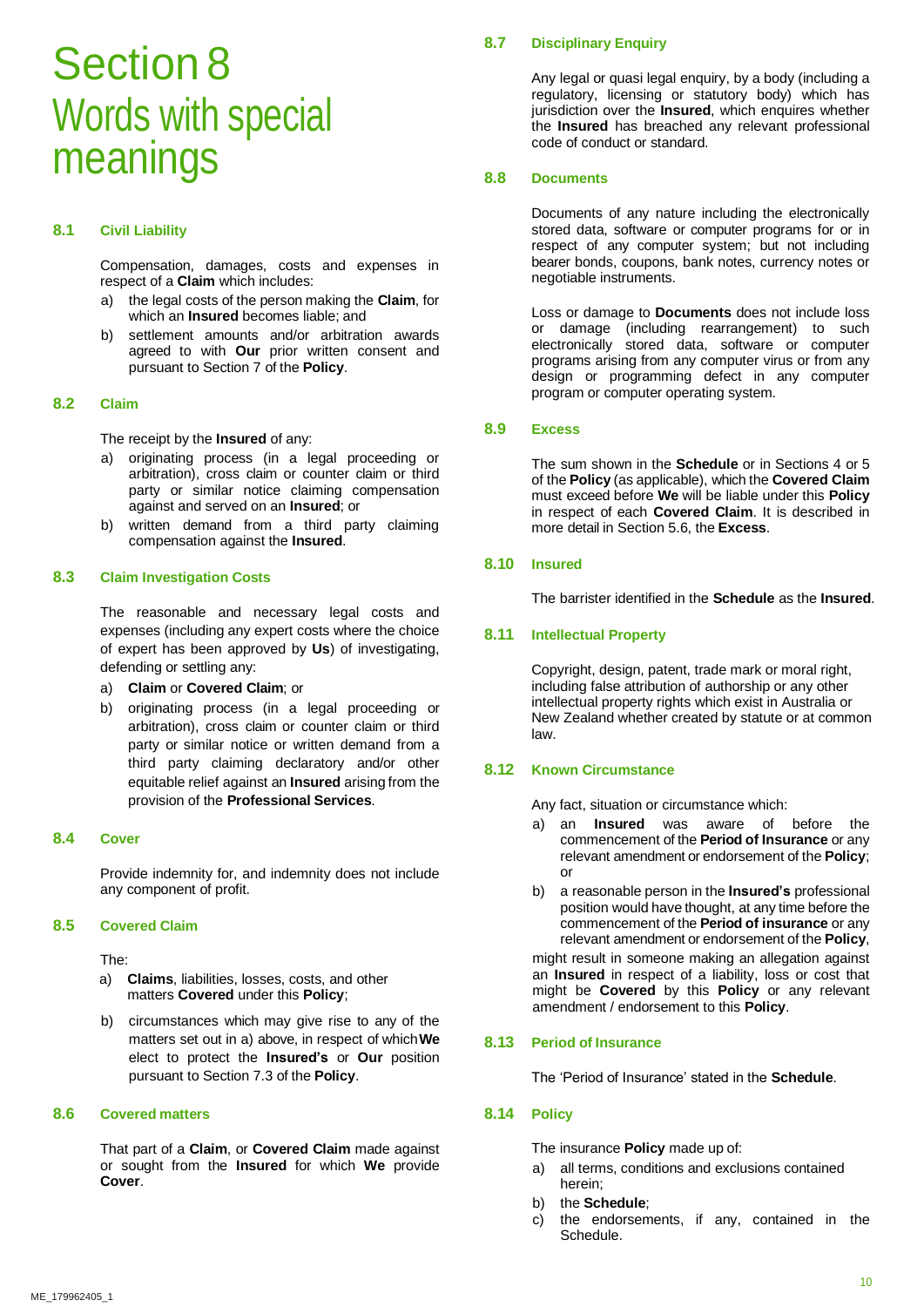# Section 8 Words with special meanings

### 8.1 Civil Liability

Compensation, damages, costs and expenses in respect of a **Claim** which includes:

a) the legal costs of the person making the **Claim**, for which an **Insured** becomes liable; and
b) settlement amounts and/or arbitration awards agreed to with **Our** prior written consent and pursuant to Section 7 of the **Policy**.

### 8.2 Claim

The receipt by the **Insured** of any:

a) originating process (in a legal proceeding or arbitration), cross claim or counter claim or third party or similar notice claiming compensation against and served on an **Insured**; or
b) written demand from a third party claiming compensation against the **Insured**.

### 8.3 Claim Investigation Costs

The reasonable and necessary legal costs and expenses (including any expert costs where the choice of expert has been approved by **Us**) of investigating, defending or settling any:

a) **Claim** or **Covered Claim**; or
b) originating process (in a legal proceeding or arbitration), cross claim or counter claim or third party or similar notice or written demand from a third party claiming declaratory and/or other equitable relief against an **Insured** arising from the provision of the **Professional Services**.

### 8.4 Cover

Provide indemnity for, and indemnity does not include any component of profit.

### 8.5 Covered Claim

The:

a) **Claims**, liabilities, losses, costs, and other matters **Covered** under this **Policy**;
b) circumstances which may give rise to any of the matters set out in a) above, in respect of which **We** elect to protect the **Insured's** or **Our** position pursuant to Section 7.3 of the **Policy**.

### 8.6 Covered matters

That part of a **Claim**, or **Covered Claim** made against or sought from the **Insured** for which **We** provide **Cover**.

### 8.7 Disciplinary Enquiry

Any legal or quasi legal enquiry, by a body (including a regulatory, licensing or statutory body) which has jurisdiction over the **Insured**, which enquires whether the **Insured** has breached any relevant professional code of conduct or standard.

### 8.8 Documents

Documents of any nature including the electronically stored data, software or computer programs for or in respect of any computer system; but not including bearer bonds, coupons, bank notes, currency notes or negotiable instruments.

Loss or damage to **Documents** does not include loss or damage (including rearrangement) to such electronically stored data, software or computer programs arising from any computer virus or from any design or programming defect in any computer program or computer operating system.

### 8.9 Excess

The sum shown in the **Schedule** or in Sections 4 or 5 of the **Policy** (as applicable), which the **Covered Claim** must exceed before **We** will be liable under this **Policy** in respect of each **Covered Claim**. It is described in more detail in Section 5.6, the **Excess**.

### 8.10 Insured

The barrister identified in the **Schedule** as the **Insured**.

### 8.11 Intellectual Property

Copyright, design, patent, trade mark or moral right, including false attribution of authorship or any other intellectual property rights which exist in Australia or New Zealand whether created by statute or at common law.

### 8.12 Known Circumstance

Any fact, situation or circumstance which:

a) an **Insured** was aware of before the commencement of the **Period of Insurance** or any relevant amendment or endorsement of the **Policy**; or
b) a reasonable person in the **Insured's** professional position would have thought, at any time before the commencement of the **Period of insurance** or any relevant amendment or endorsement of the **Policy**,

might result in someone making an allegation against an **Insured** in respect of a liability, loss or cost that might be **Covered** by this **Policy** or any relevant amendment / endorsement to this **Policy**.

### 8.13 Period of Insurance

The 'Period of Insurance' stated in the **Schedule**.

### 8.14 Policy

The insurance **Policy** made up of:

a) all terms, conditions and exclusions contained herein;
b) the **Schedule**;
c) the endorsements, if any, contained in the Schedule.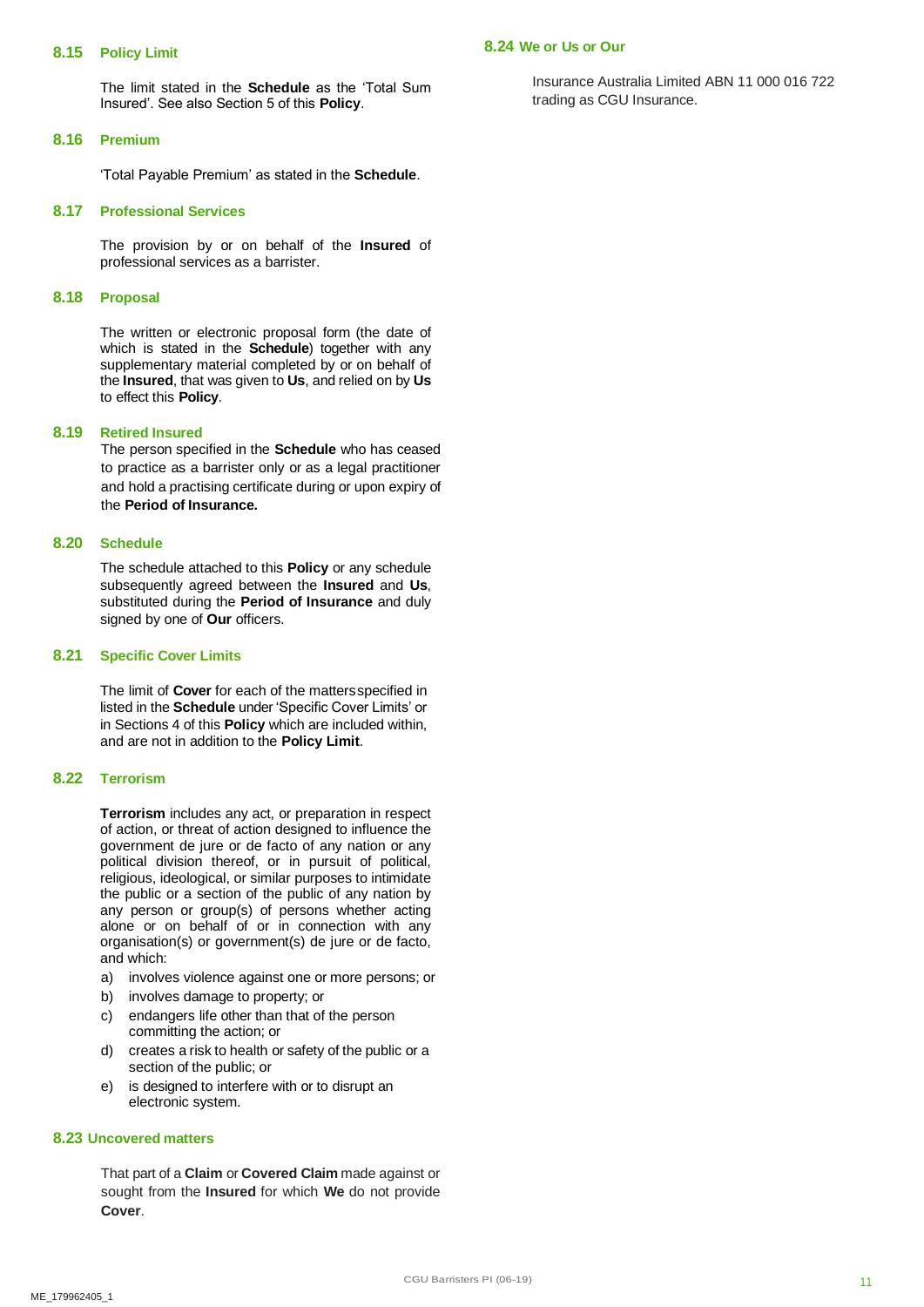### 8.15 Policy Limit

The limit stated in the **Schedule** as the 'Total Sum Insured'. See also Section 5 of this **Policy**.

### 8.16 Premium

'Total Payable Premium' as stated in the **Schedule**.

### 8.17 Professional Services

The provision by or on behalf of the **Insured** of professional services as a barrister.

### 8.18 Proposal

The written or electronic proposal form (the date of which is stated in the **Schedule**) together with any supplementary material completed by or on behalf of the **Insured**, that was given to **Us**, and relied on by **Us** to effect this **Policy**.

### 8.19 Retired Insured

The person specified in the **Schedule** who has ceased to practice as a barrister only or as a legal practitioner and hold a practising certificate during or upon expiry of the **Period of Insurance.**

### 8.20 Schedule

The schedule attached to this **Policy** or any schedule subsequently agreed between the **Insured** and **Us**, substituted during the **Period of Insurance** and duly signed by one of **Our** officers.

### 8.21 Specific Cover Limits

The limit of **Cover** for each of the mattersspecified in listed in the **Schedule** under 'Specific Cover Limits' or in Sections 4 of this **Policy** which are included within, and are not in addition to the **Policy Limit**.

### 8.22 Terrorism

**Terrorism** includes any act, or preparation in respect of action, or threat of action designed to influence the government de jure or de facto of any nation or any political division thereof, or in pursuit of political, religious, ideological, or similar purposes to intimidate the public or a section of the public of any nation by any person or group(s) of persons whether acting alone or on behalf of or in connection with any organisation(s) or government(s) de jure or de facto, and which:

a) involves violence against one or more persons; or
b) involves damage to property; or
c) endangers life other than that of the person committing the action; or
d) creates a risk to health or safety of the public or a section of the public; or
e) is designed to interfere with or to disrupt an electronic system.

### 8.23 Uncovered matters

That part of a **Claim** or **Covered Claim** made against or sought from the **Insured** for which **We** do not provide **Cover**.

### 8.24 We or Us or Our

Insurance Australia Limited ABN 11 000 016 722 trading as CGU Insurance.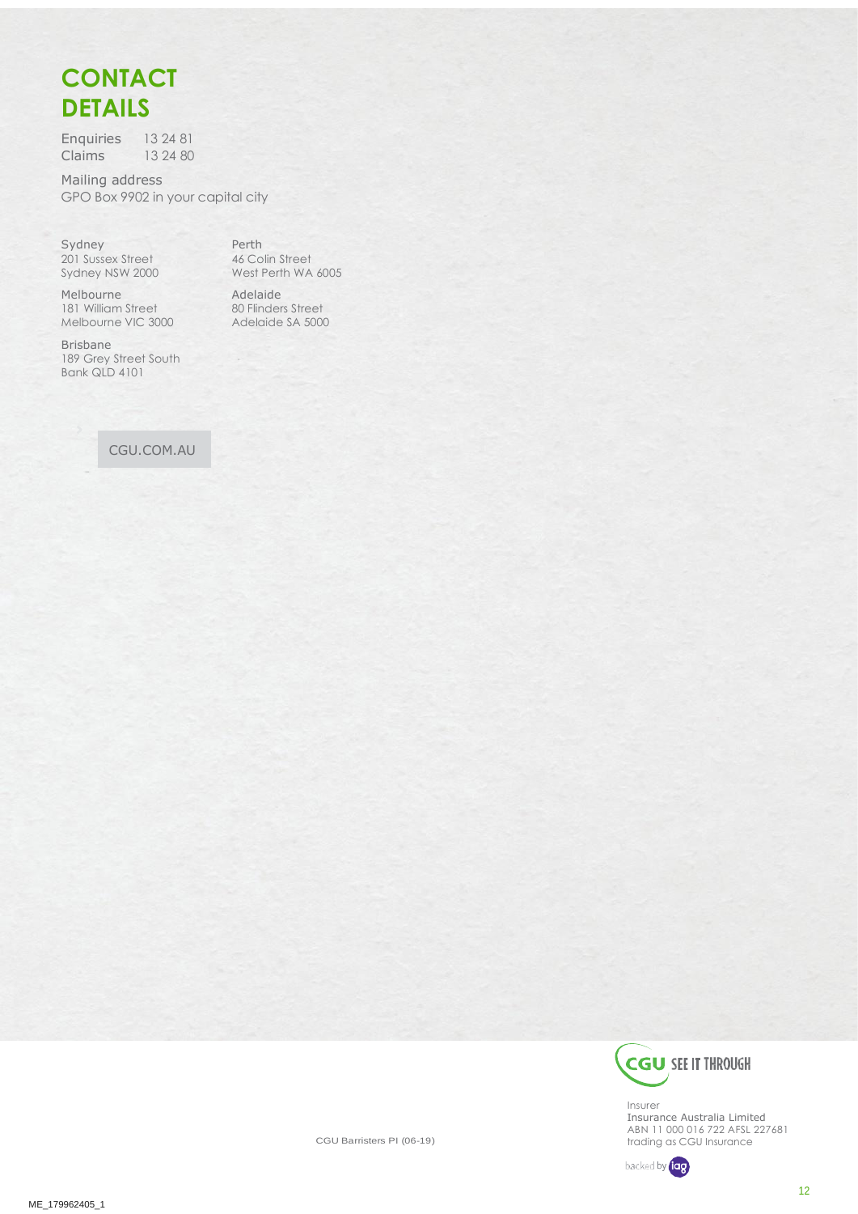# CONTACT DETAILS

Enquiries 13 24 81
Claims 13 24 80

Mailing address
GPO Box 9902 in your capital city

Sydney
201 Sussex Street
Sydney NSW 2000

Melbourne
181 William Street
Melbourne VIC 3000

Brisbane
189 Grey Street South
Bank QLD 4101

Perth
46 Colin Street
West Perth WA 6005

Adelaide
80 Flinders Street
Adelaide SA 5000

CGU.COM.AU

CGU SEE IT THROUGH

Insurer
Insurance Australia Limited
ABN 11 000 016 722 AFSL 227681
trading as CGU Insurance

backed by iag

CGU Barristers PI (06-19)

ME_179962405_1